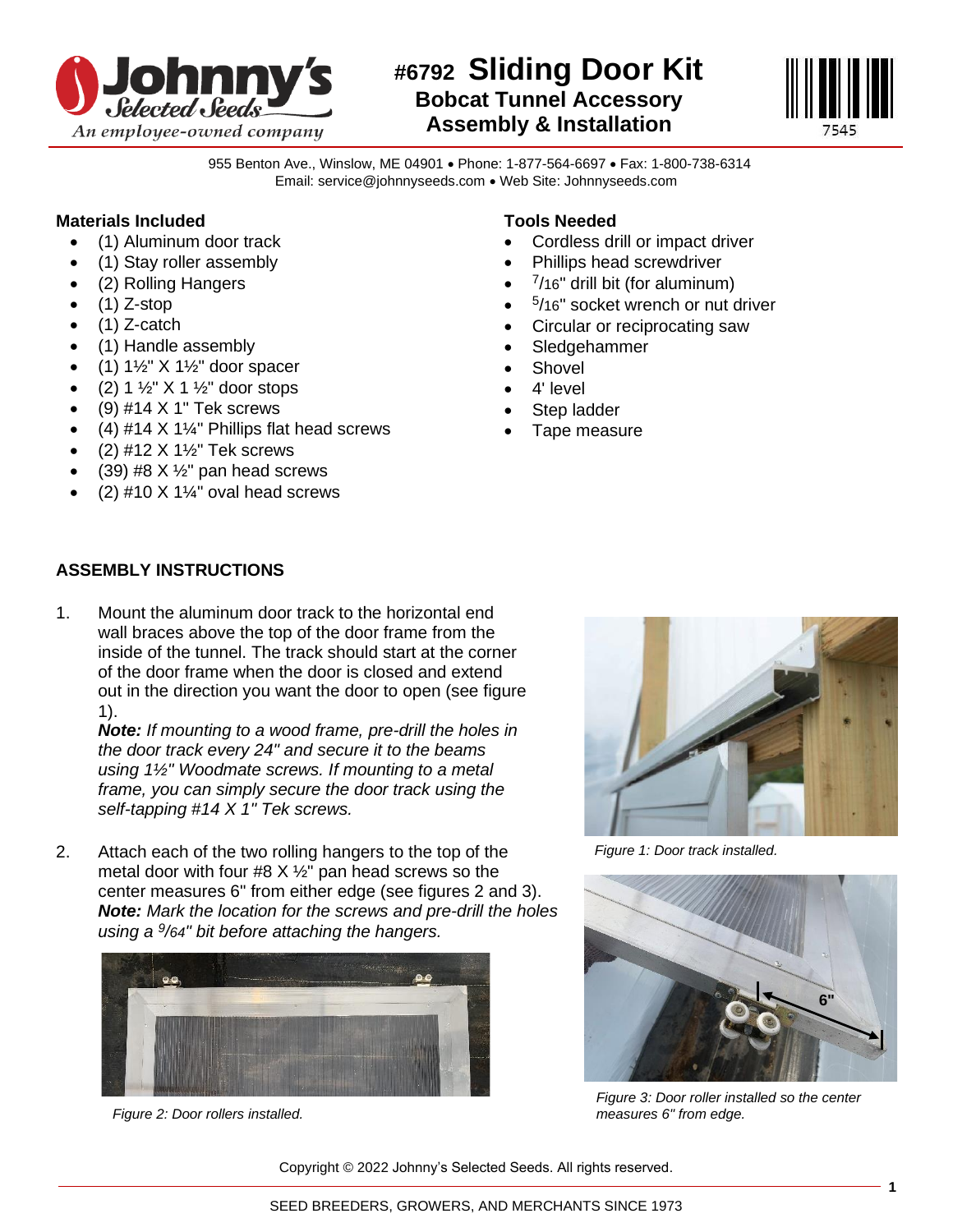# #6792 Sliding Door Kit

## Bobcat Tunnel Accessory
## Assembly & Installation

955 Benton Ave., Winslow, ME 04901 • Phone: 1-877-564-6697 • Fax: 1-800-738-6314
Email: service@johnnyseeds.com • Web Site: Johnnyseeds.com

### Materials Included

- (1) Aluminum door track
- (1) Stay roller assembly
- (2) Rolling Hangers
- (1) Z-stop
- (1) Z-catch
- (1) Handle assembly
- (1) 1½" X 1½" door spacer
- (2) 1 ½" X 1 ½" door stops
- (9) #14 X 1" Tek screws
- (4) #14 X 1¼" Phillips flat head screws
- (2) #12 X 1½" Tek screws
- (39) #8 X ½" pan head screws
- (2) #10 X 1¼" oval head screws

### Tools Needed

- Cordless drill or impact driver
- Phillips head screwdriver
- 7/16" drill bit (for aluminum)
- 5/16" socket wrench or nut driver
- Circular or reciprocating saw
- Sledgehammer
- Shovel
- 4' level
- Step ladder
- Tape measure

### ASSEMBLY INSTRUCTIONS

1. Mount the aluminum door track to the horizontal end wall braces above the top of the door frame from the inside of the tunnel. The track should start at the corner of the door frame when the door is closed and extend out in the direction you want the door to open (see figure 1).
   ***Note:*** *If mounting to a wood frame, pre-drill the holes in the door track every 24" and secure it to the beams using 1½" Woodmate screws. If mounting to a metal frame, you can simply secure the door track using the self-tapping #14 X 1" Tek screws.*

2. Attach each of the two rolling hangers to the top of the metal door with four #8 X ½" pan head screws so the center measures 6" from either edge (see figures 2 and 3).
   ***Note:*** *Mark the location for the screws and pre-drill the holes using a 9/64" bit before attaching the hangers.*

*Figure 1: Door track installed.*

*Figure 2: Door rollers installed.*

*Figure 3: Door roller installed so the center measures 6" from edge.*

Copyright © 2022 Johnny's Selected Seeds. All rights reserved.

SEED BREEDERS, GROWERS, AND MERCHANTS SINCE 1973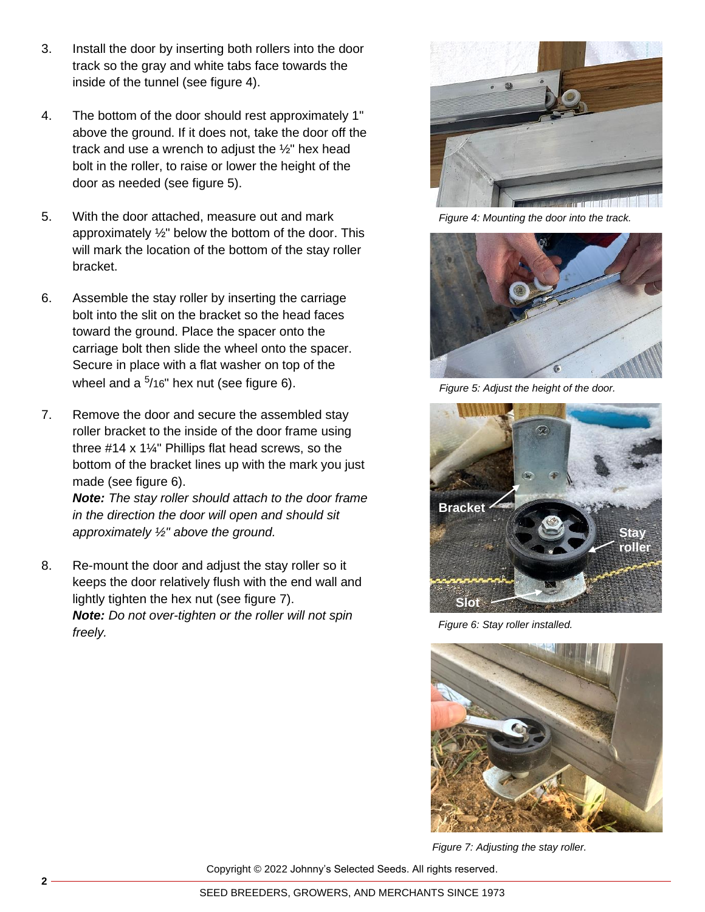3. Install the door by inserting both rollers into the door track so the gray and white tabs face towards the inside of the tunnel (see figure 4).

4. The bottom of the door should rest approximately 1" above the ground. If it does not, take the door off the track and use a wrench to adjust the ½" hex head bolt in the roller, to raise or lower the height of the door as needed (see figure 5).

5. With the door attached, measure out and mark approximately ½" below the bottom of the door. This will mark the location of the bottom of the stay roller bracket.

6. Assemble the stay roller by inserting the carriage bolt into the slit on the bracket so the head faces toward the ground. Place the spacer onto the carriage bolt then slide the wheel onto the spacer. Secure in place with a flat washer on top of the wheel and a 5/16" hex nut (see figure 6).

7. Remove the door and secure the assembled stay roller bracket to the inside of the door frame using three #14 x 1¼" Phillips flat head screws, so the bottom of the bracket lines up with the mark you just made (see figure 6).
   ***Note:*** *The stay roller should attach to the door frame in the direction the door will open and should sit approximately ½" above the ground.*

8. Re-mount the door and adjust the stay roller so it keeps the door relatively flush with the end wall and lightly tighten the hex nut (see figure 7).
   ***Note:*** *Do not over-tighten or the roller will not spin freely.*

*Figure 4: Mounting the door into the track.*

*Figure 5: Adjust the height of the door.*

Bracket

Stay roller

Slot

*Figure 6: Stay roller installed.*

*Figure 7: Adjusting the stay roller.*

Copyright © 2022 Johnny's Selected Seeds. All rights reserved.

SEED BREEDERS, GROWERS, AND MERCHANTS SINCE 1973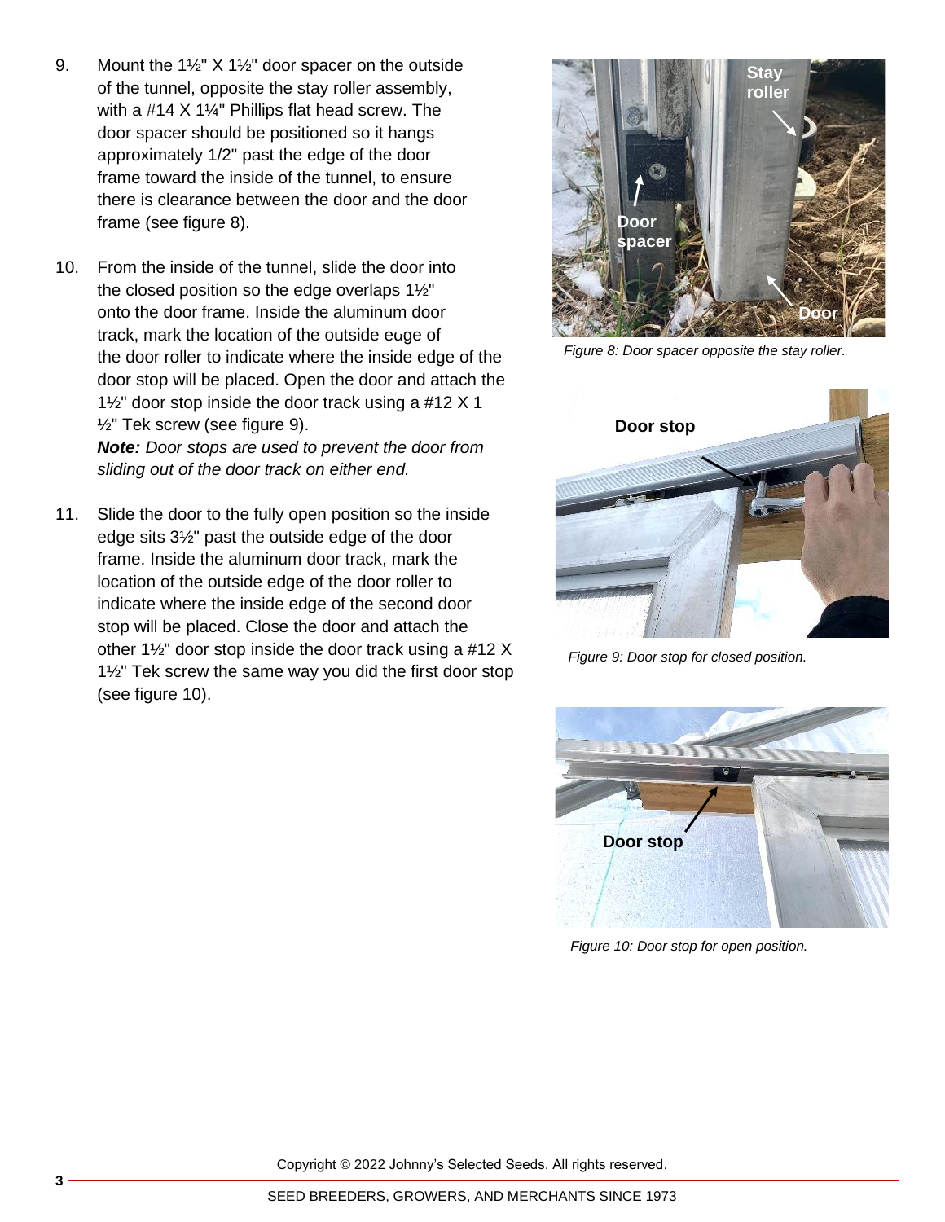9. Mount the 1½" X 1½" door spacer on the outside of the tunnel, opposite the stay roller assembly, with a #14 X 1¼" Phillips flat head screw. The door spacer should be positioned so it hangs approximately 1/2" past the edge of the door frame toward the inside of the tunnel, to ensure there is clearance between the door and the door frame (see figure 8).

10. From the inside of the tunnel, slide the door into the closed position so the edge overlaps 1½" onto the door frame. Inside the aluminum door track, mark the location of the outside edge of the door roller to indicate where the inside edge of the door stop will be placed. Open the door and attach the 1½" door stop inside the door track using a #12 X 1 ½" Tek screw (see figure 9).
    ***Note:*** *Door stops are used to prevent the door from sliding out of the door track on either end.*

11. Slide the door to the fully open position so the inside edge sits 3½" past the outside edge of the door frame. Inside the aluminum door track, mark the location of the outside edge of the door roller to indicate where the inside edge of the second door stop will be placed. Close the door and attach the other 1½" door stop inside the door track using a #12 X 1½" Tek screw the same way you did the first door stop (see figure 10).

*Figure 8: Door spacer opposite the stay roller.*

*Figure 9: Door stop for closed position.*

*Figure 10: Door stop for open position.*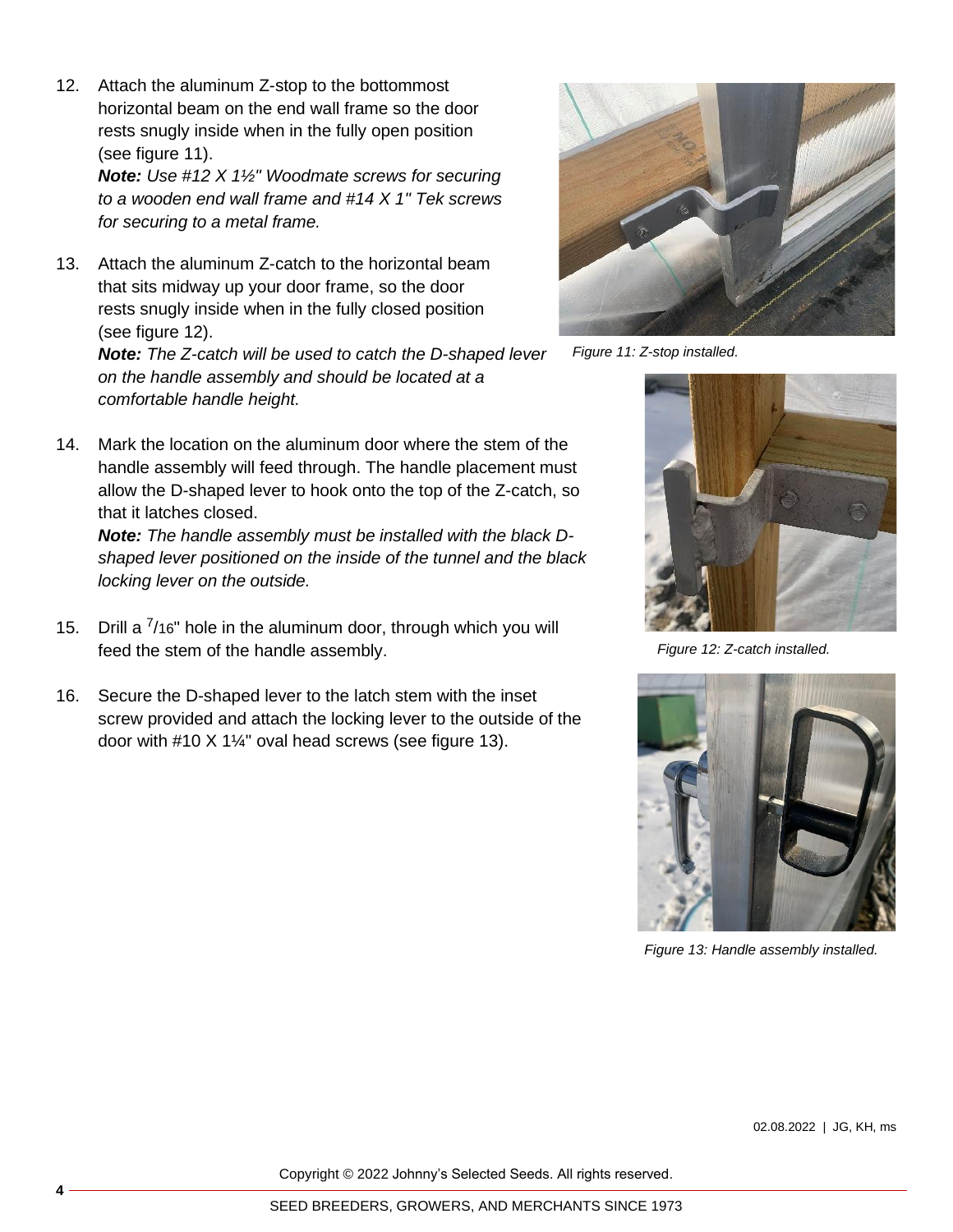12. Attach the aluminum Z-stop to the bottommost horizontal beam on the end wall frame so the door rests snugly inside when in the fully open position (see figure 11).
    ***Note:*** *Use #12 X 1½" Woodmate screws for securing to a wooden end wall frame and #14 X 1" Tek screws for securing to a metal frame.*

13. Attach the aluminum Z-catch to the horizontal beam that sits midway up your door frame, so the door rests snugly inside when in the fully closed position (see figure 12).
    ***Note:*** *The Z-catch will be used to catch the D-shaped lever on the handle assembly and should be located at a comfortable handle height.*

14. Mark the location on the aluminum door where the stem of the handle assembly will feed through. The handle placement must allow the D-shaped lever to hook onto the top of the Z-catch, so that it latches closed.
    ***Note:*** *The handle assembly must be installed with the black D-shaped lever positioned on the inside of the tunnel and the black locking lever on the outside.*

15. Drill a $^{7}/_{16}$" hole in the aluminum door, through which you will feed the stem of the handle assembly.

16. Secure the D-shaped lever to the latch stem with the inset screw provided and attach the locking lever to the outside of the door with #10 X 1¼" oval head screws (see figure 13).

*Figure 11: Z-stop installed.*

*Figure 12: Z-catch installed.*

*Figure 13: Handle assembly installed.*

02.08.2022 | JG, KH, ms

Copyright © 2022 Johnny's Selected Seeds. All rights reserved.